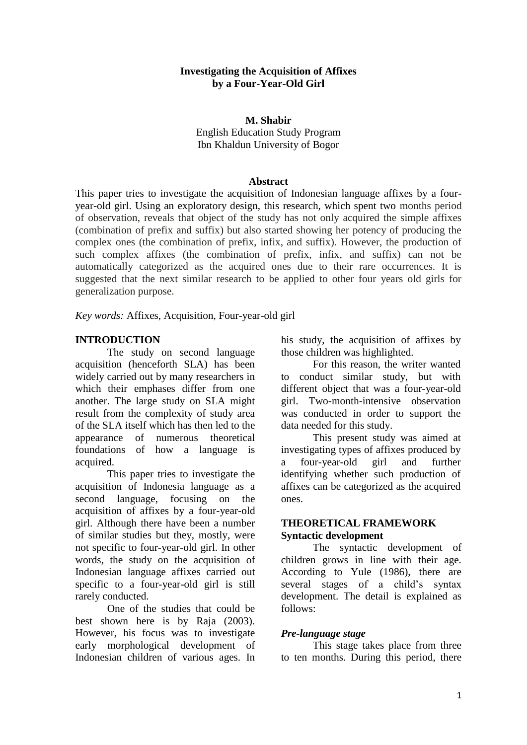# Investigating the Acquisition of Affixes by a Four-Year-Old Girl

**M. Shabir**
English Education Study Program
Ibn Khaldun University of Bogor

## Abstract

This paper tries to investigate the acquisition of Indonesian language affixes by a four-year-old girl. Using an exploratory design, this research, which spent two months period of observation, reveals that object of the study has not only acquired the simple affixes (combination of prefix and suffix) but also started showing her potency of producing the complex ones (the combination of prefix, infix, and suffix). However, the production of such complex affixes (the combination of prefix, infix, and suffix) can not be automatically categorized as the acquired ones due to their rare occurrences. It is suggested that the next similar research to be applied to other four years old girls for generalization purpose.

*Key words:* Affixes, Acquisition, Four-year-old girl

## INTRODUCTION

The study on second language acquisition (henceforth SLA) has been widely carried out by many researchers in which their emphases differ from one another. The large study on SLA might result from the complexity of study area of the SLA itself which has then led to the appearance of numerous theoretical foundations of how a language is acquired.

This paper tries to investigate the acquisition of Indonesia language as a second language, focusing on the acquisition of affixes by a four-year-old girl. Although there have been a number of similar studies but they, mostly, were not specific to four-year-old girl. In other words, the study on the acquisition of Indonesian language affixes carried out specific to a four-year-old girl is still rarely conducted.

One of the studies that could be best shown here is by Raja (2003). However, his focus was to investigate early morphological development of Indonesian children of various ages. In his study, the acquisition of affixes by those children was highlighted.

For this reason, the writer wanted to conduct similar study, but with different object that was a four-year-old girl. Two-month-intensive observation was conducted in order to support the data needed for this study.

This present study was aimed at investigating types of affixes produced by a four-year-old girl and further identifying whether such production of affixes can be categorized as the acquired ones.

## THEORETICAL FRAMEWORK

### Syntactic development

The syntactic development of children grows in line with their age. According to Yule (1986), there are several stages of a child's syntax development. The detail is explained as follows:

#### *Pre-language stage*

This stage takes place from three to ten months. During this period, there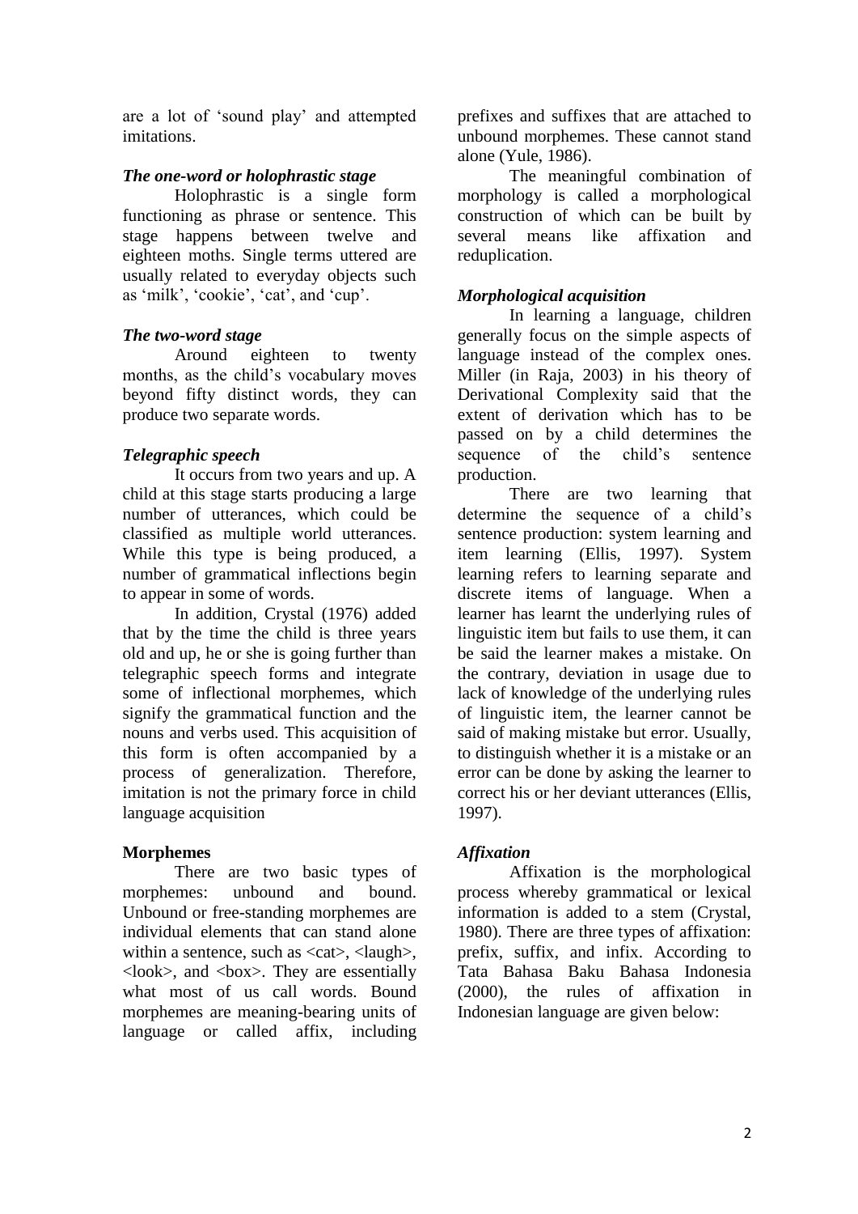are a lot of 'sound play' and attempted imitations.

### *The one-word or holophrastic stage*

Holophrastic is a single form functioning as phrase or sentence. This stage happens between twelve and eighteen moths. Single terms uttered are usually related to everyday objects such as 'milk', 'cookie', 'cat', and 'cup'.

### *The two-word stage*

Around eighteen to twenty months, as the child's vocabulary moves beyond fifty distinct words, they can produce two separate words.

### *Telegraphic speech*

It occurs from two years and up. A child at this stage starts producing a large number of utterances, which could be classified as multiple world utterances. While this type is being produced, a number of grammatical inflections begin to appear in some of words.

In addition, Crystal (1976) added that by the time the child is three years old and up, he or she is going further than telegraphic speech forms and integrate some of inflectional morphemes, which signify the grammatical function and the nouns and verbs used. This acquisition of this form is often accompanied by a process of generalization. Therefore, imitation is not the primary force in child language acquisition

## **Morphemes**

There are two basic types of morphemes: unbound and bound. Unbound or free-standing morphemes are individual elements that can stand alone within a sentence, such as <cat>, <laugh>, <look>, and <box>. They are essentially what most of us call words. Bound morphemes are meaning-bearing units of language or called affix, including prefixes and suffixes that are attached to unbound morphemes. These cannot stand alone (Yule, 1986).

The meaningful combination of morphology is called a morphological construction of which can be built by several means like affixation and reduplication.

### *Morphological acquisition*

In learning a language, children generally focus on the simple aspects of language instead of the complex ones. Miller (in Raja, 2003) in his theory of Derivational Complexity said that the extent of derivation which has to be passed on by a child determines the sequence of the child's sentence production.

There are two learning that determine the sequence of a child's sentence production: system learning and item learning (Ellis, 1997). System learning refers to learning separate and discrete items of language. When a learner has learnt the underlying rules of linguistic item but fails to use them, it can be said the learner makes a mistake. On the contrary, deviation in usage due to lack of knowledge of the underlying rules of linguistic item, the learner cannot be said of making mistake but error. Usually, to distinguish whether it is a mistake or an error can be done by asking the learner to correct his or her deviant utterances (Ellis, 1997).

### *Affixation*

Affixation is the morphological process whereby grammatical or lexical information is added to a stem (Crystal, 1980). There are three types of affixation: prefix, suffix, and infix. According to Tata Bahasa Baku Bahasa Indonesia (2000), the rules of affixation in Indonesian language are given below: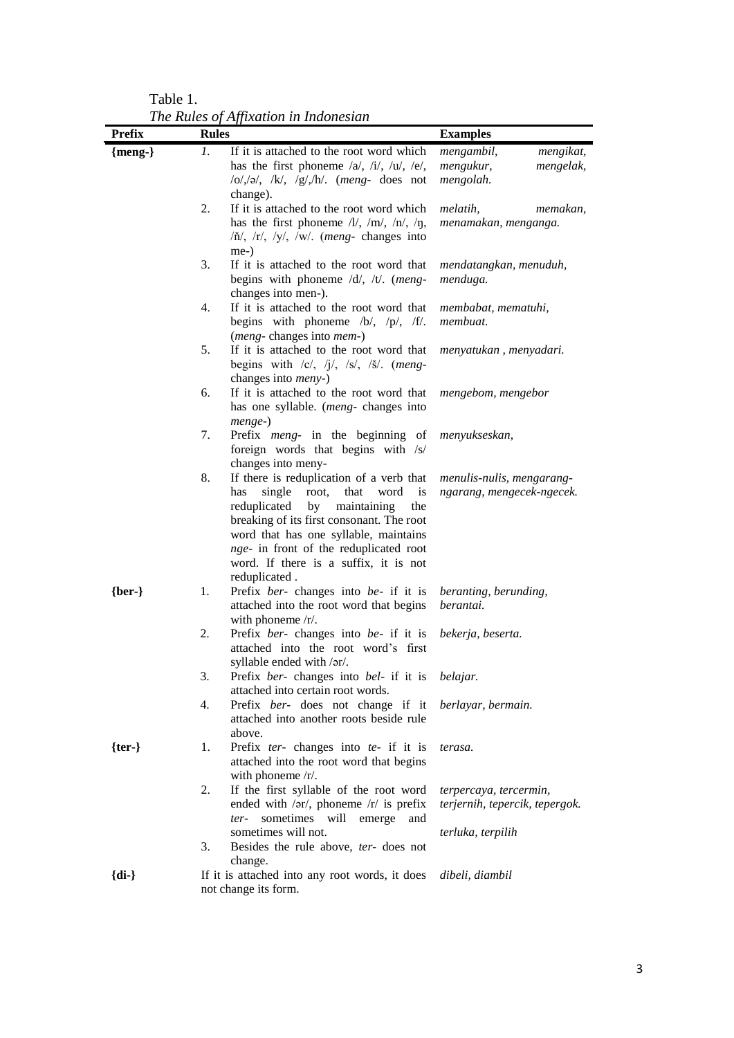Table 1.

*The Rules of Affixation in Indonesian*

| Prefix | Rules | Examples |
|---|---|---|
| **{meng-}** | *1.* If it is attached to the root word which has the first phoneme /a/, /i/, /u/, /e/, /o/,/ə/, /k/, /g/,/h/. (*meng-* does not change). | *mengambil, mengikat, mengukur, mengelak, mengolah.* |
| | 2. If it is attached to the root word which has the first phoneme /l/, /m/, /n/, /ŋ, /ň/, /r/, /y/, /w/. (*meng-* changes into me-) | *melatih, memakan, menamakan, menganga.* |
| | 3. If it is attached to the root word that begins with phoneme /d/, /t/. (*meng-* changes into men-). | *mendatangkan, menuduh, menduga.* |
| | 4. If it is attached to the root word that begins with phoneme /b/, /p/, /f/. (*meng-* changes into *mem-*) | *membabat, mematuhi, membuat.* |
| | 5. If it is attached to the root word that begins with /c/, /j/, /s/, /š/. (*meng-* changes into *meny-*) | *menyatukan , menyadari.* |
| | 6. If it is attached to the root word that has one syllable. (*meng-* changes into *menge-*) | *mengebom, mengebor* |
| | 7. Prefix *meng-* in the beginning of foreign words that begins with /s/ changes into meny- | *menyukseskan,* |
| | 8. If there is reduplication of a verb that has single root, that word is reduplicated by maintaining the breaking of its first consonant. The root word that has one syllable, maintains *nge-* in front of the reduplicated root word. If there is a suffix, it is not reduplicated . | *menulis-nulis, mengarang-ngarang, mengecek-ngecek.* |
| **{ber-}** | 1. Prefix *ber-* changes into *be-* if it is attached into the root word that begins with phoneme /r/. | *beranting, berunding, berantai.* |
| | 2. Prefix *ber-* changes into *be-* if it is attached into the root word's first syllable ended with /ər/. | *bekerja, beserta.* |
| | 3. Prefix *ber-* changes into *bel-* if it is attached into certain root words. | *belajar.* |
| | 4. Prefix *ber-* does not change if it attached into another roots beside rule above. | *berlayar, bermain.* |
| **{ter-}** | 1. Prefix *ter-* changes into *te-* if it is attached into the root word that begins with phoneme /r/. | *terasa.* |
| | 2. If the first syllable of the root word ended with /ər/, phoneme /r/ is prefix *ter-* sometimes will emerge and sometimes will not. | *terpercaya, tercermin, terjernih, tepercik, tepergok.* *terluka, terpilih* |
| | 3. Besides the rule above, *ter-* does not change. | |
| **{di-}** | If it is attached into any root words, it does not change its form. | *dibeli, diambil* |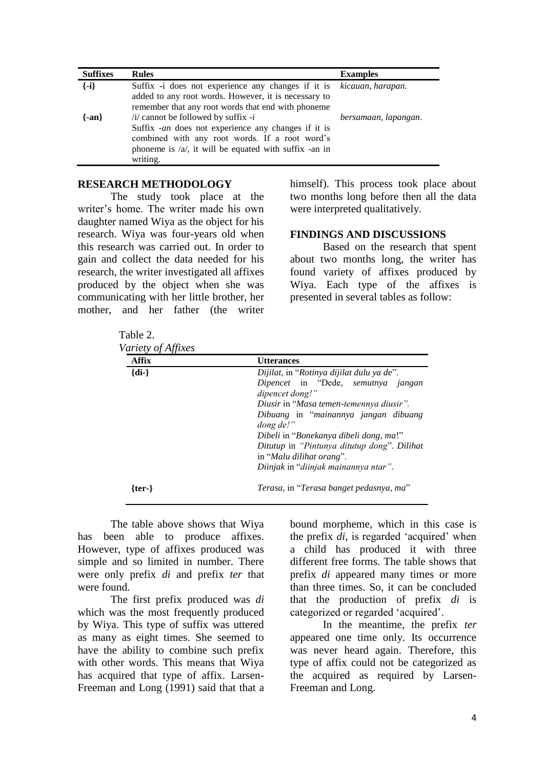| Suffixes | Rules | Examples |
|---|---|---|
| {-i} | Suffix -i does not experience any changes if it is added to any root words. However, it is necessary to remember that any root words that end with phoneme /i/ cannot be followed by suffix *-i* | *kicauan, harapan.* |
| {-an} | Suffix *-an* does not experience any changes if it is combined with any root words. If a root word's phoneme is /a/, it will be equated with suffix -an in writing. | *bersamaan, lapangan*. |

## RESEARCH METHODOLOGY

The study took place at the writer's home. The writer made his own daughter named Wiya as the object for his research. Wiya was four-years old when this research was carried out. In order to gain and collect the data needed for his research, the writer investigated all affixes produced by the object when she was communicating with her little brother, her mother, and her father (the writer himself). This process took place about two months long before then all the data were interpreted qualitatively.

## FINDINGS AND DISCUSSIONS

Based on the research that spent about two months long, the writer has found variety of affixes produced by Wiya. Each type of the affixes is presented in several tables as follow:

Table 2.
*Variety of Affixes*

| Affix | Utterances |
|---|---|
| {di-} | *Dijilat*, in "*Rotinya dijilat dulu ya de*". *Dipencet* in "Dede, *semutnya jangan dipencet dong!"* *Diusir* in "*Masa temen-temennya diusir".* *Dibuang* in "*mainannya jangan dibuang dong de!"* *Dibeli* in "*Bonekanya dibeli dong, ma*!" *Ditutup* in *"Pintunya ditutup dong*". *Dilihat* in "*Malu dilihat orang*". *Diinjak* in "*diinjak mainannya ntar"*. |
| {ter-} | *Terasa,* in "*Terasa banget pedasnya, ma*" |

The table above shows that Wiya has been able to produce affixes. However, type of affixes produced was simple and so limited in number. There were only prefix *di* and prefix *ter* that were found.

The first prefix produced was *di* which was the most frequently produced by Wiya. This type of suffix was uttered as many as eight times. She seemed to have the ability to combine such prefix with other words. This means that Wiya has acquired that type of affix. Larsen-Freeman and Long (1991) said that that a bound morpheme, which in this case is the prefix *di*, is regarded 'acquired' when a child has produced it with three different free forms. The table shows that prefix *di* appeared many times or more than three times. So, it can be concluded that the production of prefix *di* is categorized or regarded 'acquired'.

In the meantime, the prefix *ter* appeared one time only. Its occurrence was never heard again. Therefore, this type of affix could not be categorized as the acquired as required by Larsen-Freeman and Long.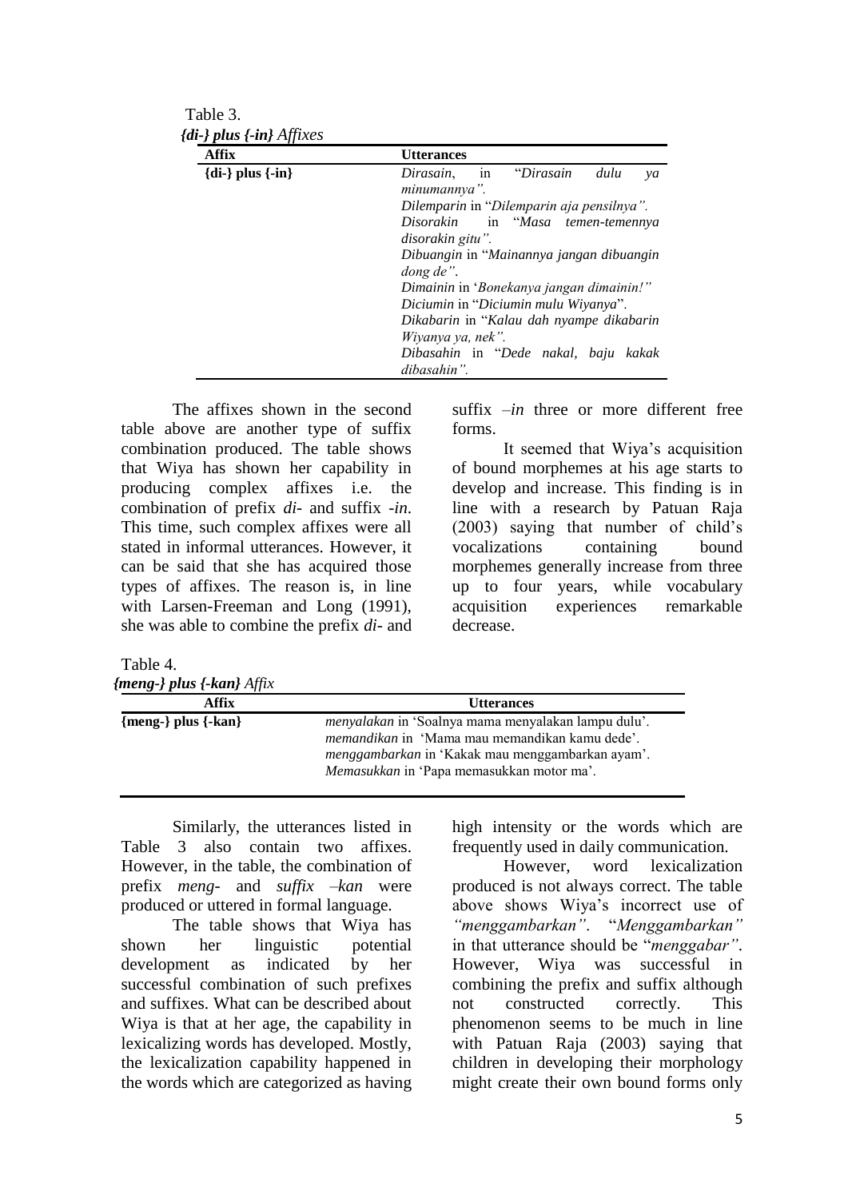Table 3.
*{di-} plus {-in} Affixes*

| Affix | Utterances |
|---|---|
| {di-} plus {-in} | *Dirasain*, in "*Dirasain dulu ya minumannya".* <br> *Dilemparin* in "*Dilemparin aja pensilnya".* <br> *Disorakin* in "*Masa temen-temennya disorakin gitu".* <br> *Dibuangin* in "*Mainannya jangan dibuangin dong de"*. <br> *Dimainin* in '*Bonekanya jangan dimainin!"* <br> *Diciumin* in "*Diciumin mulu Wiyanya*". <br> *Dikabarin* in "*Kalau dah nyampe dikabarin Wiyanya ya, nek".* <br> *Dibasahin* in "*Dede nakal, baju kakak dibasahin".* |

The affixes shown in the second table above are another type of suffix combination produced. The table shows that Wiya has shown her capability in producing complex affixes i.e. the combination of prefix *di-* and suffix *-in*. This time, such complex affixes were all stated in informal utterances. However, it can be said that she has acquired those types of affixes. The reason is, in line with Larsen-Freeman and Long (1991), she was able to combine the prefix *di-* and suffix *–in* three or more different free forms.

It seemed that Wiya's acquisition of bound morphemes at his age starts to develop and increase. This finding is in line with a research by Patuan Raja (2003) saying that number of child's vocalizations containing bound morphemes generally increase from three up to four years, while vocabulary acquisition experiences remarkable decrease.

Table 4.
*{meng-} plus {-kan} Affix*

| Affix | Utterances |
|---|---|
| {meng-} plus {-kan} | *menyalakan* in 'Soalnya mama menyalakan lampu dulu'. <br> *memandikan* in 'Mama mau memandikan kamu dede'. <br> *menggambarkan* in 'Kakak mau menggambarkan ayam'. <br> *Memasukkan* in 'Papa memasukkan motor ma'. |

Similarly, the utterances listed in Table 3 also contain two affixes. However, in the table, the combination of prefix *meng-* and *suffix –kan* were produced or uttered in formal language.

The table shows that Wiya has shown her linguistic potential development as indicated by her successful combination of such prefixes and suffixes. What can be described about Wiya is that at her age, the capability in lexicalizing words has developed. Mostly, the lexicalization capability happened in the words which are categorized as having high intensity or the words which are frequently used in daily communication.

However, word lexicalization produced is not always correct. The table above shows Wiya's incorrect use of *"menggambarkan"*. "*Menggambarkan"* in that utterance should be "*menggabar"*. However, Wiya was successful in combining the prefix and suffix although not constructed correctly. This phenomenon seems to be much in line with Patuan Raja (2003) saying that children in developing their morphology might create their own bound forms only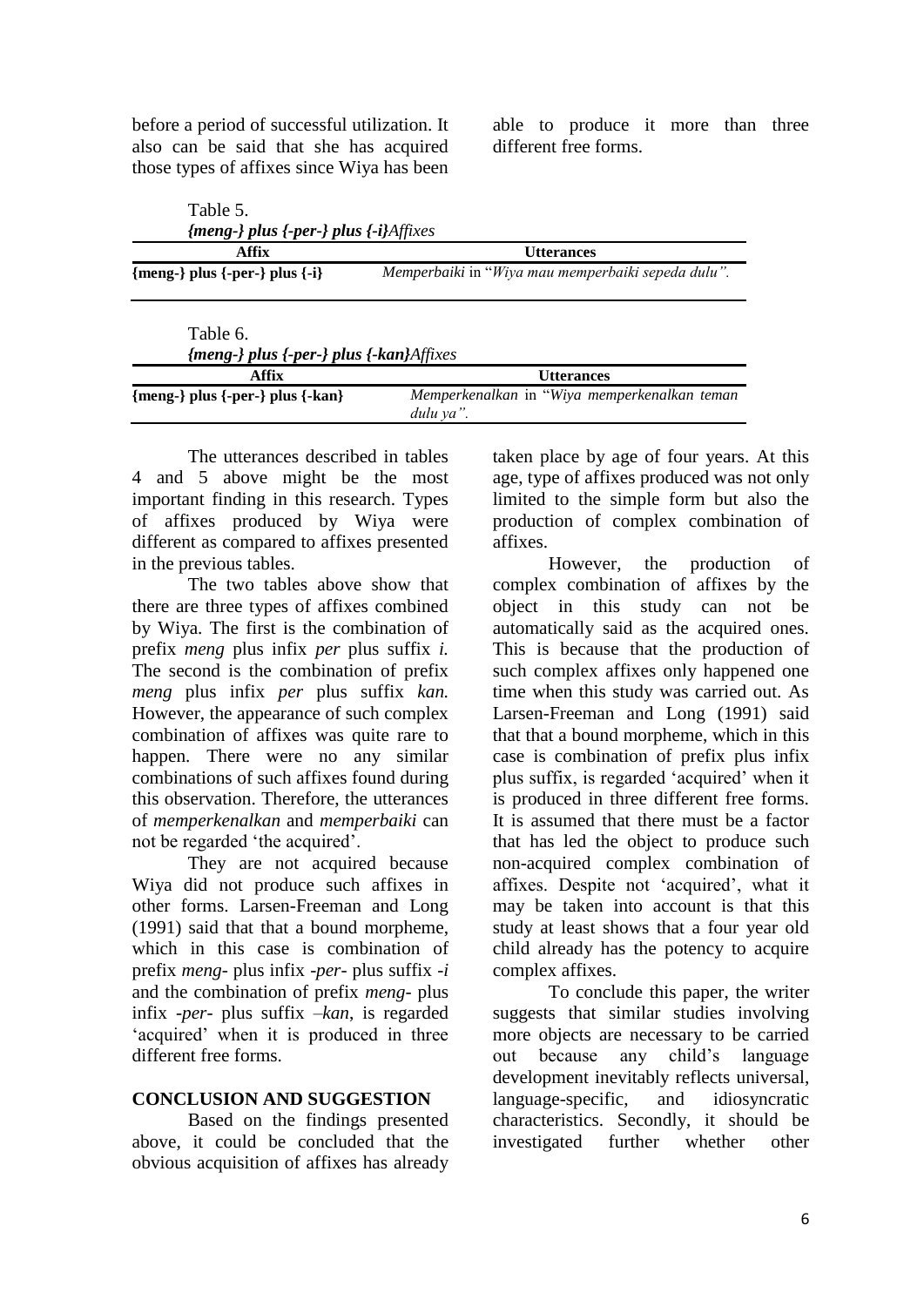before a period of successful utilization. It also can be said that she has acquired those types of affixes since Wiya has been able to produce it more than three different free forms.

Table 5.
*{meng-} plus {-per-} plus {-i}Affixes*

| Affix | Utterances |
|---|---|
| **{meng-} plus {-per-} plus {-i}** | *Memperbaiki* in "*Wiya mau memperbaiki sepeda dulu".* |

Table 6.
*{meng-} plus {-per-} plus {-kan}Affixes*

| Affix | Utterances |
|---|---|
| **{meng-} plus {-per-} plus {-kan}** | *Memperkenalkan* in "*Wiya memperkenalkan teman dulu ya".* |

The utterances described in tables 4 and 5 above might be the most important finding in this research. Types of affixes produced by Wiya were different as compared to affixes presented in the previous tables.

The two tables above show that there are three types of affixes combined by Wiya. The first is the combination of prefix *meng* plus infix *per* plus suffix *i.* The second is the combination of prefix *meng* plus infix *per* plus suffix *kan.* However, the appearance of such complex combination of affixes was quite rare to happen. There were no any similar combinations of such affixes found during this observation. Therefore, the utterances of *memperkenalkan* and *memperbaiki* can not be regarded 'the acquired'.

They are not acquired because Wiya did not produce such affixes in other forms. Larsen-Freeman and Long (1991) said that that a bound morpheme, which in this case is combination of prefix *meng-* plus infix *-per-* plus suffix *-i* and the combination of prefix *meng-* plus infix *-per-* plus suffix *–kan*, is regarded 'acquired' when it is produced in three different free forms.

## CONCLUSION AND SUGGESTION

Based on the findings presented above, it could be concluded that the obvious acquisition of affixes has already taken place by age of four years. At this age, type of affixes produced was not only limited to the simple form but also the production of complex combination of affixes.

However, the production of complex combination of affixes by the object in this study can not be automatically said as the acquired ones. This is because that the production of such complex affixes only happened one time when this study was carried out. As Larsen-Freeman and Long (1991) said that that a bound morpheme, which in this case is combination of prefix plus infix plus suffix, is regarded 'acquired' when it is produced in three different free forms. It is assumed that there must be a factor that has led the object to produce such non-acquired complex combination of affixes. Despite not 'acquired', what it may be taken into account is that this study at least shows that a four year old child already has the potency to acquire complex affixes.

To conclude this paper, the writer suggests that similar studies involving more objects are necessary to be carried out because any child's language development inevitably reflects universal, language-specific, and idiosyncratic characteristics. Secondly, it should be investigated further whether other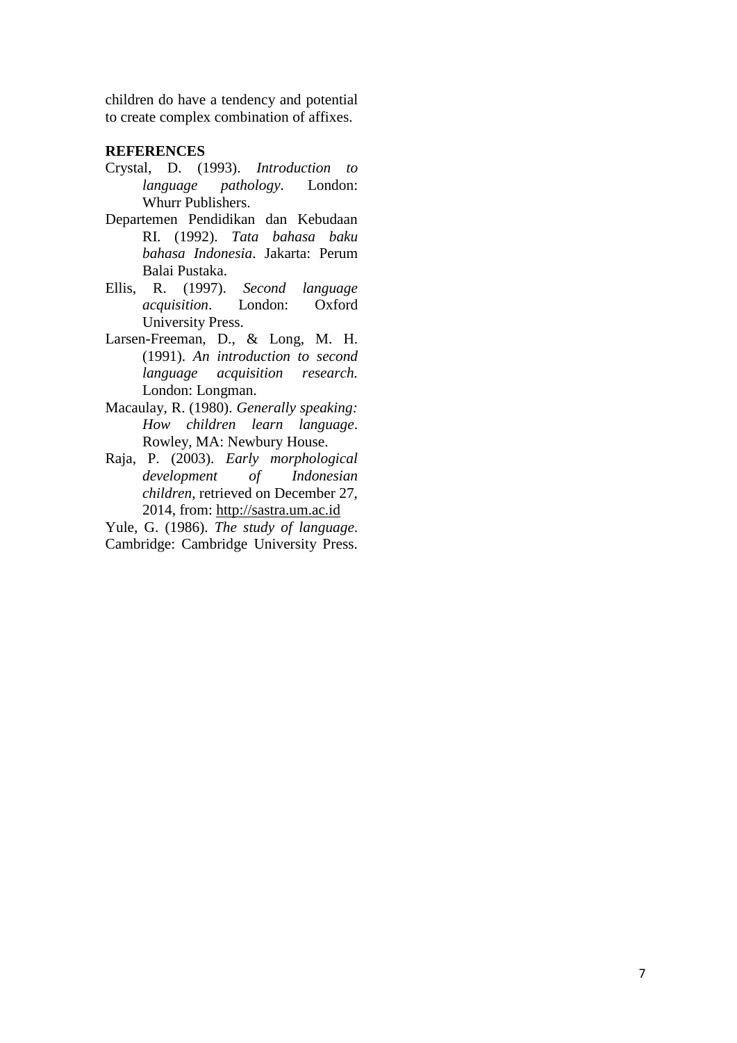children do have a tendency and potential to create complex combination of affixes.

## REFERENCES

Crystal, D. (1993). *Introduction to language pathology*. London: Whurr Publishers.

Departemen Pendidikan dan Kebudaan RI. (1992). *Tata bahasa baku bahasa Indonesia*. Jakarta: Perum Balai Pustaka.

Ellis, R. (1997). *Second language acquisition*. London: Oxford University Press.

Larsen-Freeman, D., & Long, M. H. (1991). *An introduction to second language acquisition research.* London: Longman.

Macaulay, R. (1980). *Generally speaking: How children learn language*. Rowley, MA: Newbury House.

Raja, P. (2003). *Early morphological development of Indonesian children*, retrieved on December 27, 2014, from: http://sastra.um.ac.id

Yule, G. (1986). *The study of language*. Cambridge: Cambridge University Press.